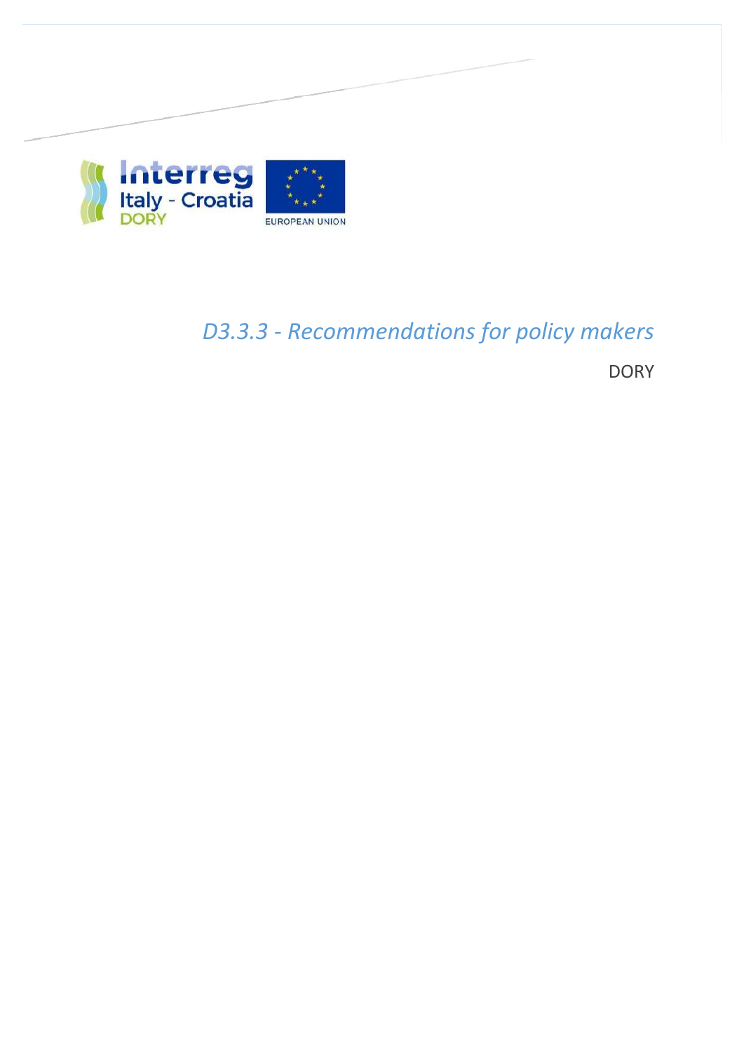# *D3.3.3 - Recommendations for policy makers*

DORY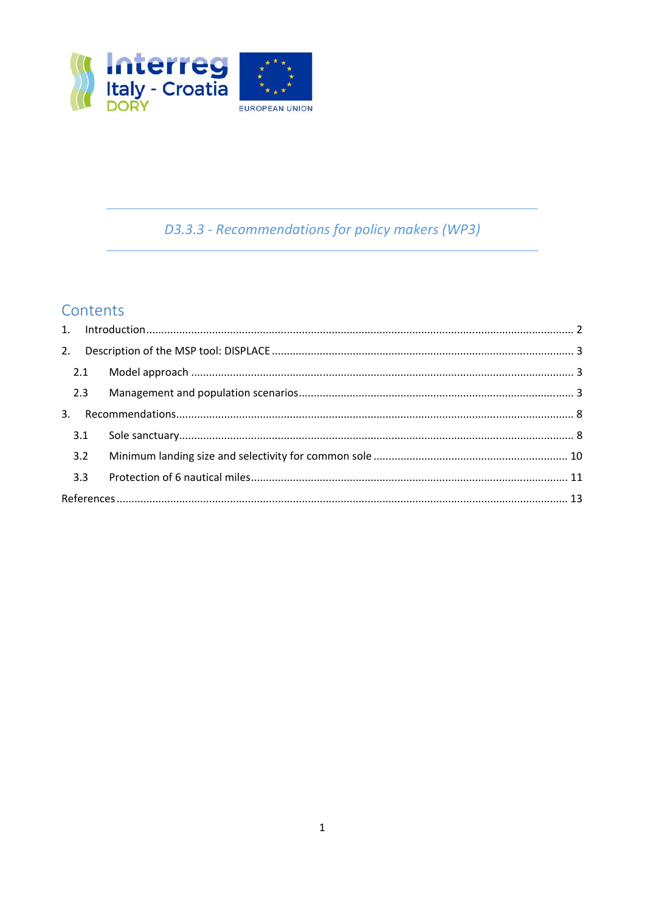# D3.3.3 - Recommendations for policy makers (WP3)

## Contents

1. Introduction ..... 2
2. Description of the MSP tool: DISPLACE ..... 3
   - 2.1 Model approach ..... 3
   - 2.3 Management and population scenarios ..... 3
3. Recommendations ..... 8
   - 3.1 Sole sanctuary ..... 8
   - 3.2 Minimum landing size and selectivity for common sole ..... 10
   - 3.3 Protection of 6 nautical miles ..... 11

References ..... 13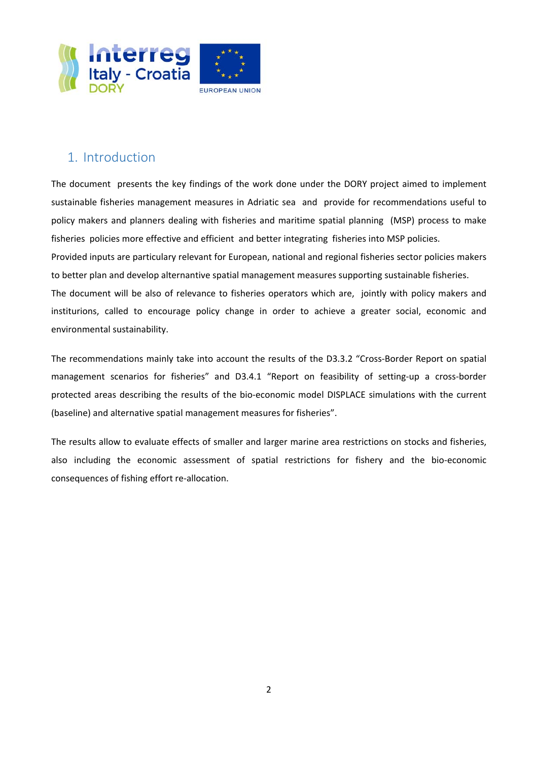## 1. Introduction

The document presents the key findings of the work done under the DORY project aimed to implement sustainable fisheries management measures in Adriatic sea and provide for recommendations useful to policy makers and planners dealing with fisheries and maritime spatial planning (MSP) process to make fisheries policies more effective and efficient and better integrating fisheries into MSP policies.

Provided inputs are particulary relevant for European, national and regional fisheries sector policies makers to better plan and develop alternantive spatial management measures supporting sustainable fisheries.

The document will be also of relevance to fisheries operators which are, jointly with policy makers and institurions, called to encourage policy change in order to achieve a greater social, economic and environmental sustainability.

The recommendations mainly take into account the results of the D3.3.2 "Cross-Border Report on spatial management scenarios for fisheries" and D3.4.1 "Report on feasibility of setting-up a cross-border protected areas describing the results of the bio-economic model DISPLACE simulations with the current (baseline) and alternative spatial management measures for fisheries".

The results allow to evaluate effects of smaller and larger marine area restrictions on stocks and fisheries, also including the economic assessment of spatial restrictions for fishery and the bio-economic consequences of fishing effort re-allocation.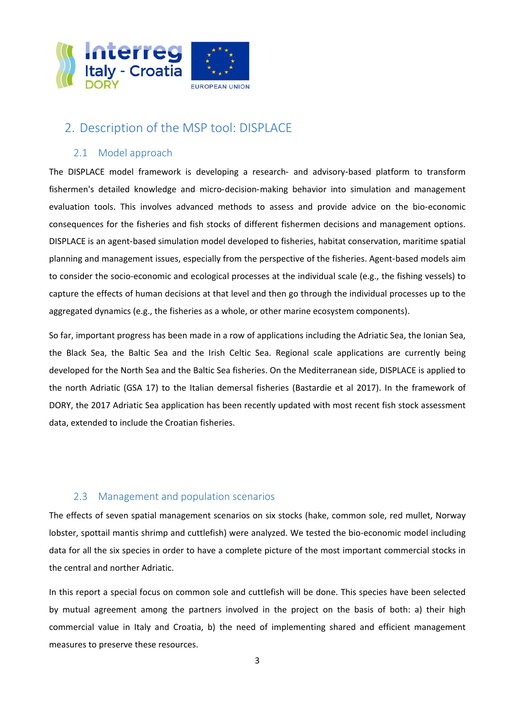## 2. Description of the MSP tool: DISPLACE

### 2.1 Model approach

The DISPLACE model framework is developing a research- and advisory-based platform to transform fishermen's detailed knowledge and micro-decision-making behavior into simulation and management evaluation tools. This involves advanced methods to assess and provide advice on the bio-economic consequences for the fisheries and fish stocks of different fishermen decisions and management options. DISPLACE is an agent-based simulation model developed to fisheries, habitat conservation, maritime spatial planning and management issues, especially from the perspective of the fisheries. Agent-based models aim to consider the socio-economic and ecological processes at the individual scale (e.g., the fishing vessels) to capture the effects of human decisions at that level and then go through the individual processes up to the aggregated dynamics (e.g., the fisheries as a whole, or other marine ecosystem components).

So far, important progress has been made in a row of applications including the Adriatic Sea, the Ionian Sea, the Black Sea, the Baltic Sea and the Irish Celtic Sea. Regional scale applications are currently being developed for the North Sea and the Baltic Sea fisheries. On the Mediterranean side, DISPLACE is applied to the north Adriatic (GSA 17) to the Italian demersal fisheries (Bastardie et al 2017). In the framework of DORY, the 2017 Adriatic Sea application has been recently updated with most recent fish stock assessment data, extended to include the Croatian fisheries.

### 2.3 Management and population scenarios

The effects of seven spatial management scenarios on six stocks (hake, common sole, red mullet, Norway lobster, spottail mantis shrimp and cuttlefish) were analyzed. We tested the bio-economic model including data for all the six species in order to have a complete picture of the most important commercial stocks in the central and norther Adriatic.

In this report a special focus on common sole and cuttlefish will be done. This species have been selected by mutual agreement among the partners involved in the project on the basis of both: a) their high commercial value in Italy and Croatia, b) the need of implementing shared and efficient management measures to preserve these resources.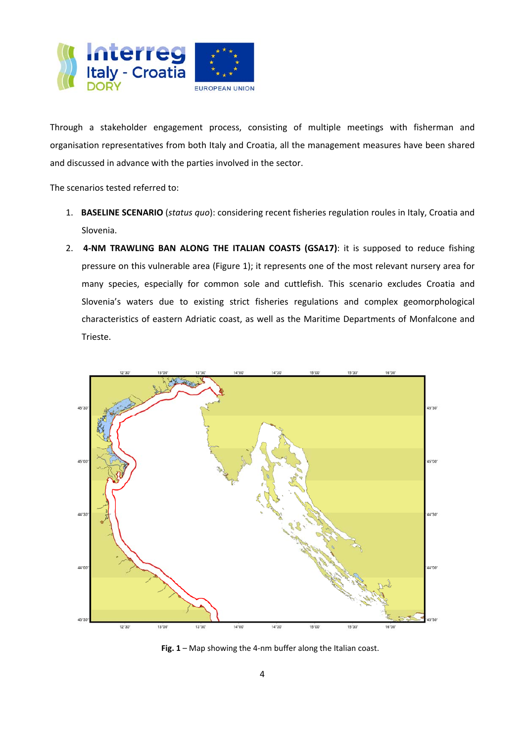Through a stakeholder engagement process, consisting of multiple meetings with fisherman and organisation representatives from both Italy and Croatia, all the management measures have been shared and discussed in advance with the parties involved in the sector.

The scenarios tested referred to:

1. **BASELINE SCENARIO** (*status quo*): considering recent fisheries regulation roules in Italy, Croatia and Slovenia.
2. **4-NM TRAWLING BAN ALONG THE ITALIAN COASTS (GSA17)**: it is supposed to reduce fishing pressure on this vulnerable area (Figure 1); it represents one of the most relevant nursery area for many species, especially for common sole and cuttlefish. This scenario excludes Croatia and Slovenia's waters due to existing strict fisheries regulations and complex geomorphological characteristics of eastern Adriatic coast, as well as the Maritime Departments of Monfalcone and Trieste.

**Fig. 1** – Map showing the 4-nm buffer along the Italian coast.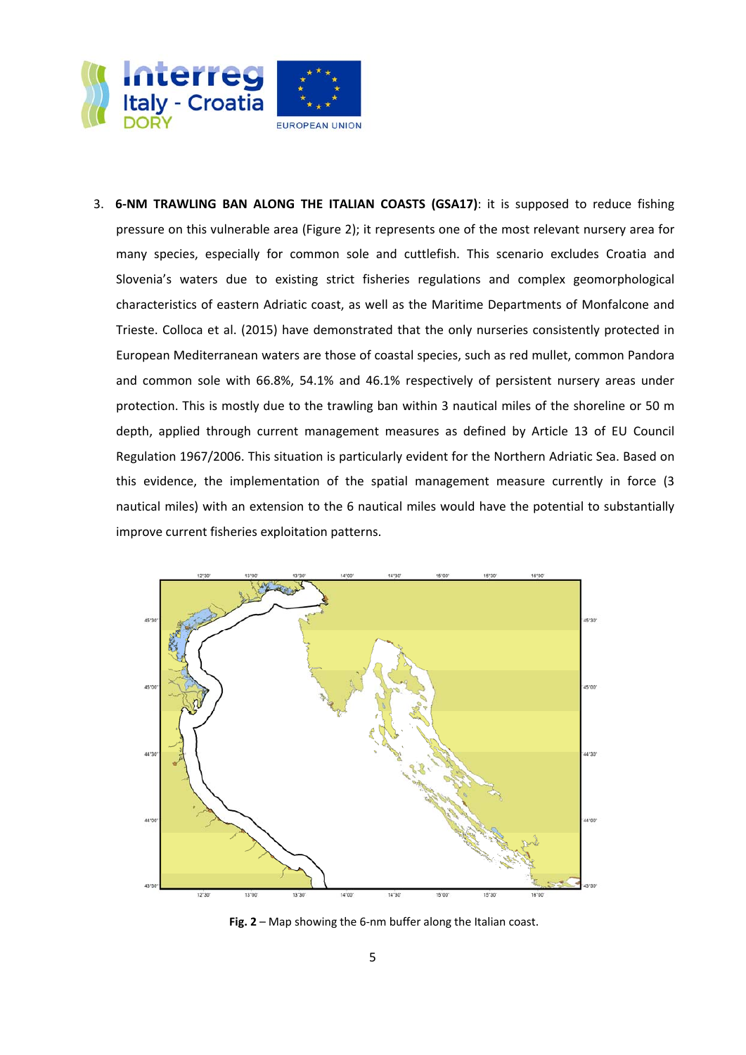3. **6-NM TRAWLING BAN ALONG THE ITALIAN COASTS (GSA17)**: it is supposed to reduce fishing pressure on this vulnerable area (Figure 2); it represents one of the most relevant nursery area for many species, especially for common sole and cuttlefish. This scenario excludes Croatia and Slovenia's waters due to existing strict fisheries regulations and complex geomorphological characteristics of eastern Adriatic coast, as well as the Maritime Departments of Monfalcone and Trieste. Colloca et al. (2015) have demonstrated that the only nurseries consistently protected in European Mediterranean waters are those of coastal species, such as red mullet, common Pandora and common sole with 66.8%, 54.1% and 46.1% respectively of persistent nursery areas under protection. This is mostly due to the trawling ban within 3 nautical miles of the shoreline or 50 m depth, applied through current management measures as defined by Article 13 of EU Council Regulation 1967/2006. This situation is particularly evident for the Northern Adriatic Sea. Based on this evidence, the implementation of the spatial management measure currently in force (3 nautical miles) with an extension to the 6 nautical miles would have the potential to substantially improve current fisheries exploitation patterns.

**Fig. 2** – Map showing the 6-nm buffer along the Italian coast.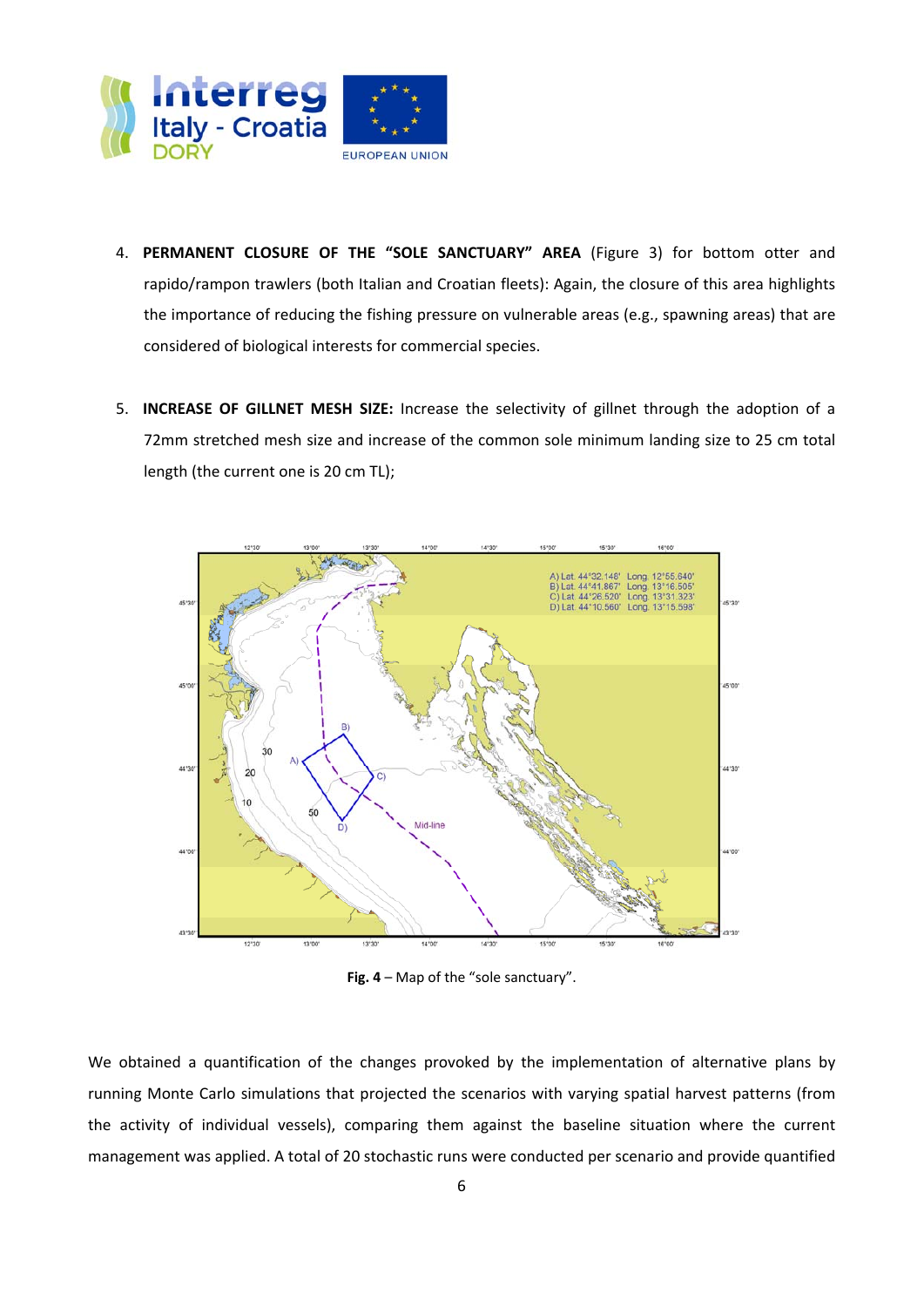4. **PERMANENT CLOSURE OF THE "SOLE SANCTUARY" AREA** (Figure 3) for bottom otter and rapido/rampon trawlers (both Italian and Croatian fleets): Again, the closure of this area highlights the importance of reducing the fishing pressure on vulnerable areas (e.g., spawning areas) that are considered of biological interests for commercial species.

5. **INCREASE OF GILLNET MESH SIZE:** Increase the selectivity of gillnet through the adoption of a 72mm stretched mesh size and increase of the common sole minimum landing size to 25 cm total length (the current one is 20 cm TL);

**Fig. 4** – Map of the "sole sanctuary".

We obtained a quantification of the changes provoked by the implementation of alternative plans by running Monte Carlo simulations that projected the scenarios with varying spatial harvest patterns (from the activity of individual vessels), comparing them against the baseline situation where the current management was applied. A total of 20 stochastic runs were conducted per scenario and provide quantified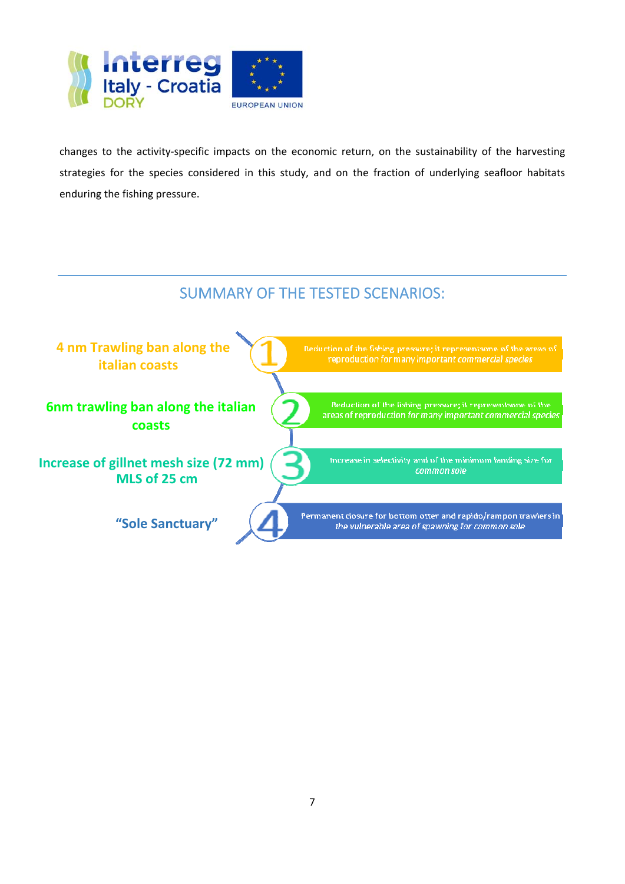changes to the activity-specific impacts on the economic return, on the sustainability of the harvesting strategies for the species considered in this study, and on the fraction of underlying seafloor habitats enduring the fishing pressure.

---

## SUMMARY OF THE TESTED SCENARIOS:

**1. 4 nm Trawling ban along the italian coasts**

Reduction of the fishing pressure; it representsone of the areas of reproduction for many important commercial species

**2. 6nm trawling ban along the italian coasts**

Reduction of the fishing pressure; it representsone of the areas of reproduction for many important commercial species

**3. Increase of gillnet mesh size (72 mm) MLS of 25 cm**

Increase in selectivity and of the minimum landing size for common sole

**4. "Sole Sanctuary"**

Permanent closure for bottom otter and rapido/rampon trawlers in the vulnerable area of spawning for common sole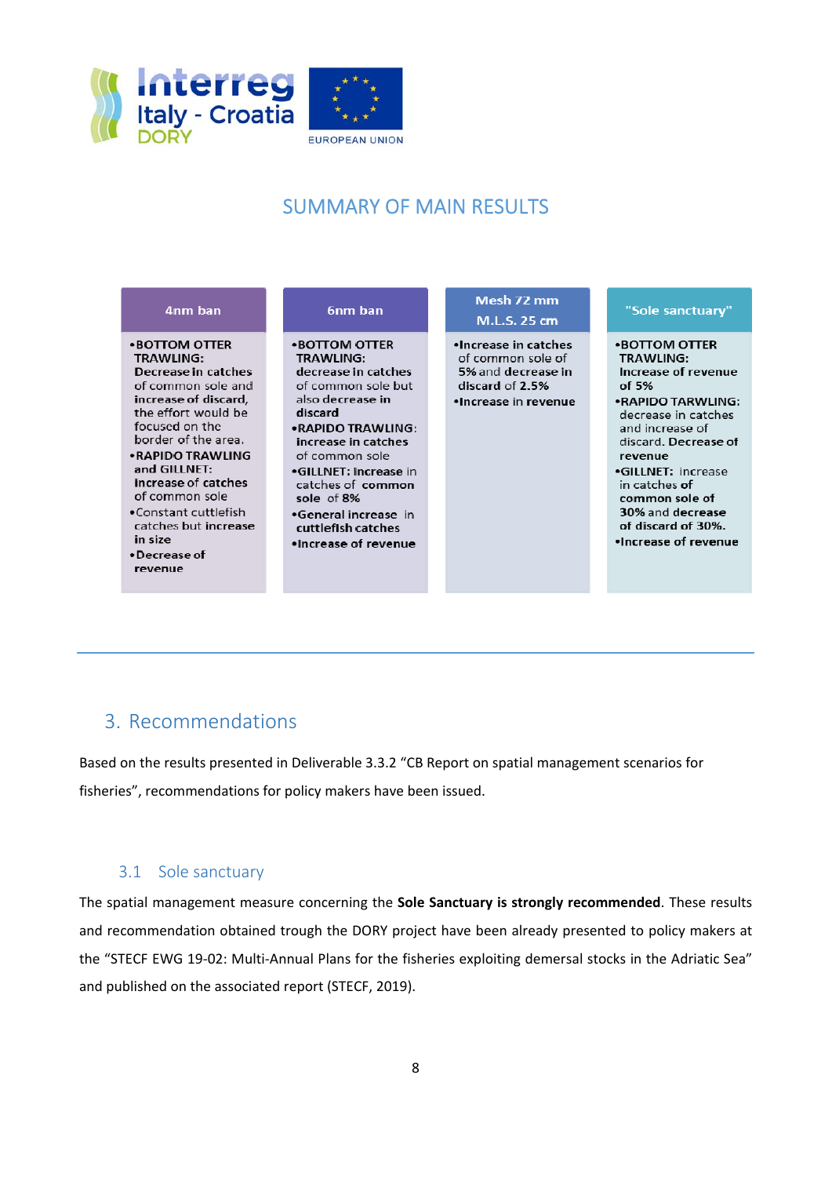## SUMMARY OF MAIN RESULTS

| 4nm ban | 6nm ban | Mesh 72 mm M.L.S. 25 cm | "Sole sanctuary" |
|---|---|---|---|
| •BOTTOM OTTER TRAWLING: Decrease in catches of common sole and increase of discard, the effort would be focused on the border of the area. •RAPIDO TRAWLING and GILLNET: increase of catches of common sole •Constant cuttlefish catches but increase in size •Decrease of revenue | •BOTTOM OTTER TRAWLING: decrease in catches of common sole but also decrease in discard •RAPIDO TRAWLING: increase in catches of common sole •GILLNET: Increase in catches of common sole of 8% •General increase in cuttlefish catches •Increase of revenue | •Increase in catches of common sole of 5% and decrease in discard of 2.5% •Increase in revenue | •BOTTOM OTTER TRAWLING: Increase of revenue of 5% •RAPIDO TARWLING: decrease in catches and increase of discard. Decrease of revenue •GILLNET: increase in catches of common sole of 30% and decrease of discard of 30%. •Increase of revenue |

# 3. Recommendations

Based on the results presented in Deliverable 3.3.2 "CB Report on spatial management scenarios for fisheries", recommendations for policy makers have been issued.

## 3.1 Sole sanctuary

The spatial management measure concerning the **Sole Sanctuary is strongly recommended**. These results and recommendation obtained trough the DORY project have been already presented to policy makers at the "STECF EWG 19-02: Multi-Annual Plans for the fisheries exploiting demersal stocks in the Adriatic Sea" and published on the associated report (STECF, 2019).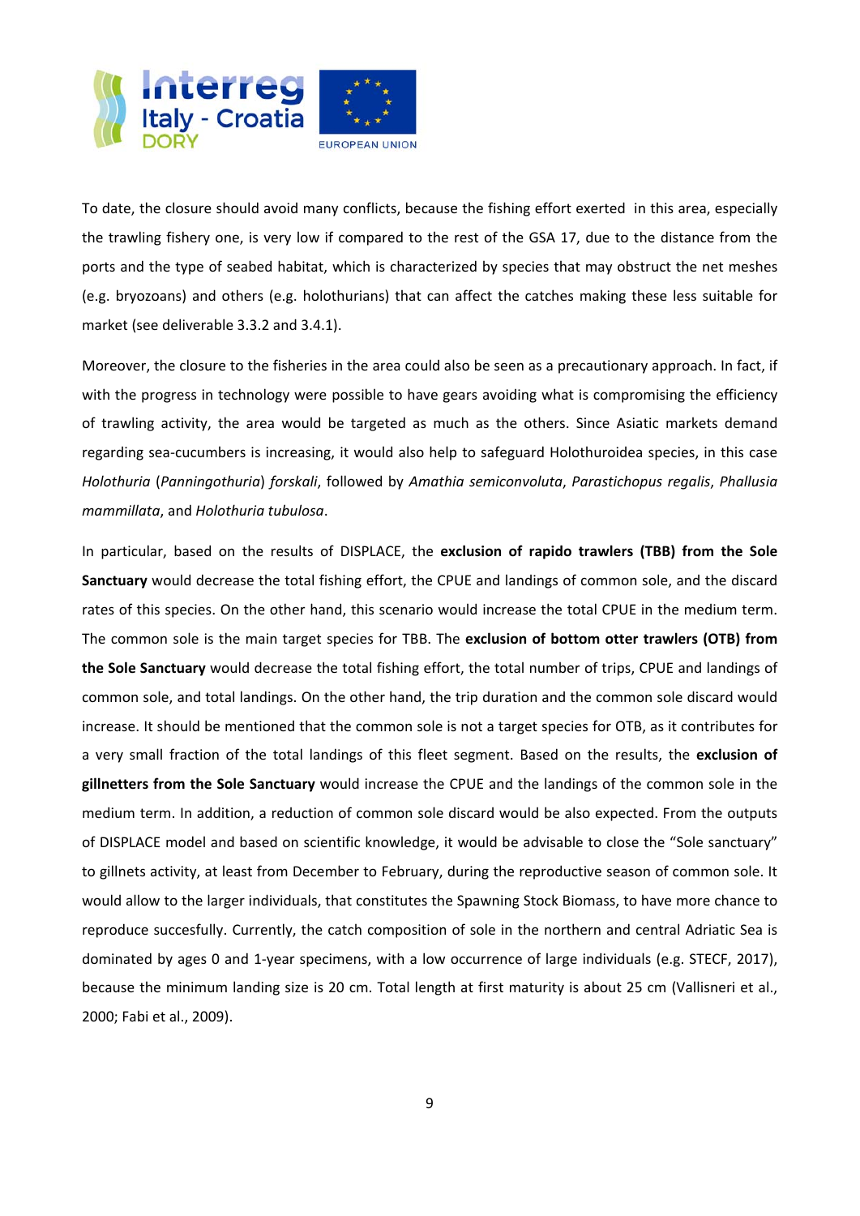To date, the closure should avoid many conflicts, because the fishing effort exerted in this area, especially the trawling fishery one, is very low if compared to the rest of the GSA 17, due to the distance from the ports and the type of seabed habitat, which is characterized by species that may obstruct the net meshes (e.g. bryozoans) and others (e.g. holothurians) that can affect the catches making these less suitable for market (see deliverable 3.3.2 and 3.4.1).

Moreover, the closure to the fisheries in the area could also be seen as a precautionary approach. In fact, if with the progress in technology were possible to have gears avoiding what is compromising the efficiency of trawling activity, the area would be targeted as much as the others. Since Asiatic markets demand regarding sea-cucumbers is increasing, it would also help to safeguard Holothuroidea species, in this case *Holothuria* (*Panningothuria*) *forskali*, followed by *Amathia semiconvoluta*, *Parastichopus regalis*, *Phallusia mammillata*, and *Holothuria tubulosa*.

In particular, based on the results of DISPLACE, the **exclusion of rapido trawlers (TBB) from the Sole Sanctuary** would decrease the total fishing effort, the CPUE and landings of common sole, and the discard rates of this species. On the other hand, this scenario would increase the total CPUE in the medium term. The common sole is the main target species for TBB. The **exclusion of bottom otter trawlers (OTB) from the Sole Sanctuary** would decrease the total fishing effort, the total number of trips, CPUE and landings of common sole, and total landings. On the other hand, the trip duration and the common sole discard would increase. It should be mentioned that the common sole is not a target species for OTB, as it contributes for a very small fraction of the total landings of this fleet segment. Based on the results, the **exclusion of gillnetters from the Sole Sanctuary** would increase the CPUE and the landings of the common sole in the medium term. In addition, a reduction of common sole discard would be also expected. From the outputs of DISPLACE model and based on scientific knowledge, it would be advisable to close the "Sole sanctuary" to gillnets activity, at least from December to February, during the reproductive season of common sole. It would allow to the larger individuals, that constitutes the Spawning Stock Biomass, to have more chance to reproduce succesfully. Currently, the catch composition of sole in the northern and central Adriatic Sea is dominated by ages 0 and 1-year specimens, with a low occurrence of large individuals (e.g. STECF, 2017), because the minimum landing size is 20 cm. Total length at first maturity is about 25 cm (Vallisneri et al., 2000; Fabi et al., 2009).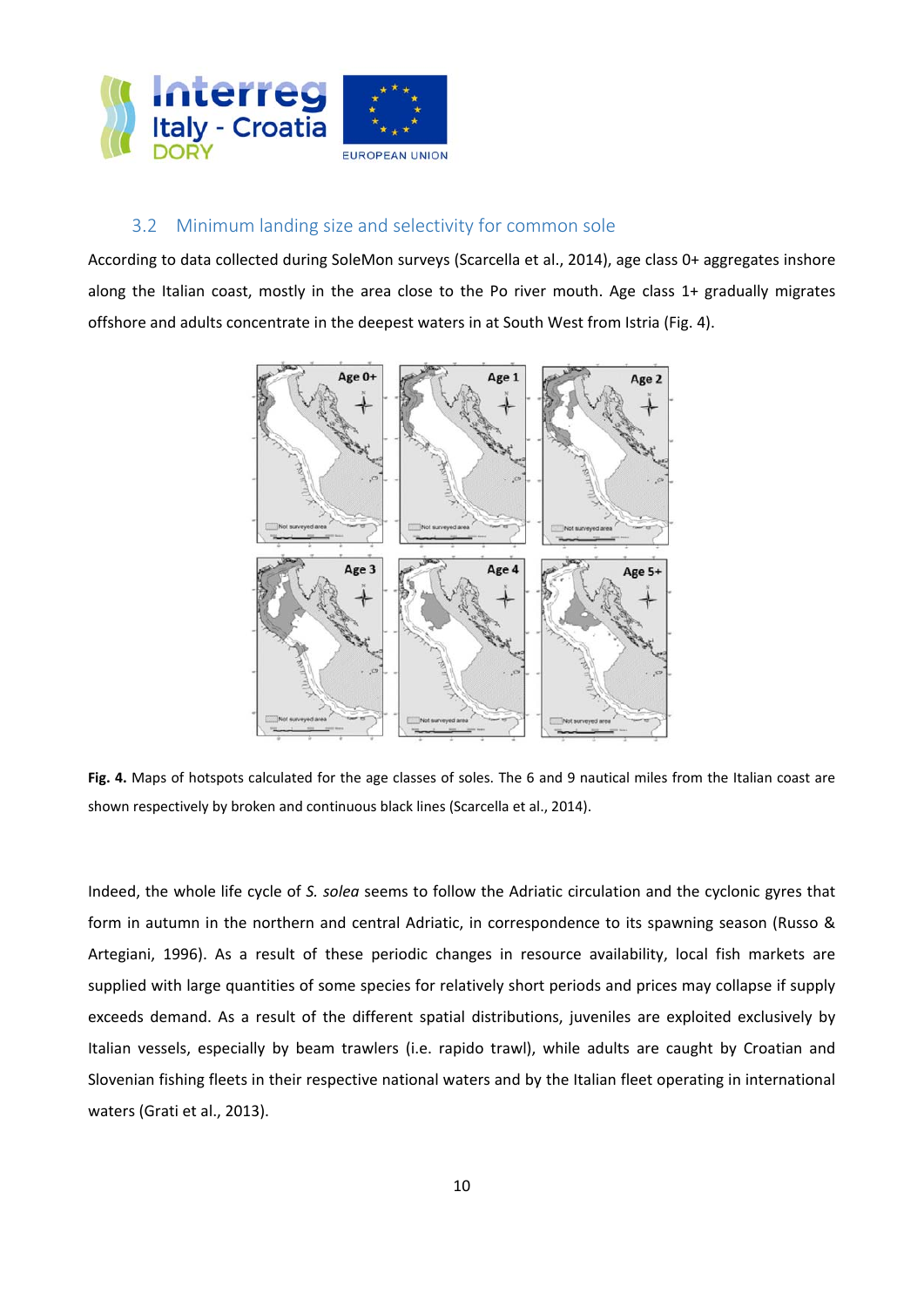### 3.2 Minimum landing size and selectivity for common sole

According to data collected during SoleMon surveys (Scarcella et al., 2014), age class 0+ aggregates inshore along the Italian coast, mostly in the area close to the Po river mouth. Age class 1+ gradually migrates offshore and adults concentrate in the deepest waters in at South West from Istria (Fig. 4).

**Fig. 4.** Maps of hotspots calculated for the age classes of soles. The 6 and 9 nautical miles from the Italian coast are shown respectively by broken and continuous black lines (Scarcella et al., 2014).

Indeed, the whole life cycle of *S. solea* seems to follow the Adriatic circulation and the cyclonic gyres that form in autumn in the northern and central Adriatic, in correspondence to its spawning season (Russo & Artegiani, 1996). As a result of these periodic changes in resource availability, local fish markets are supplied with large quantities of some species for relatively short periods and prices may collapse if supply exceeds demand. As a result of the different spatial distributions, juveniles are exploited exclusively by Italian vessels, especially by beam trawlers (i.e. rapido trawl), while adults are caught by Croatian and Slovenian fishing fleets in their respective national waters and by the Italian fleet operating in international waters (Grati et al., 2013).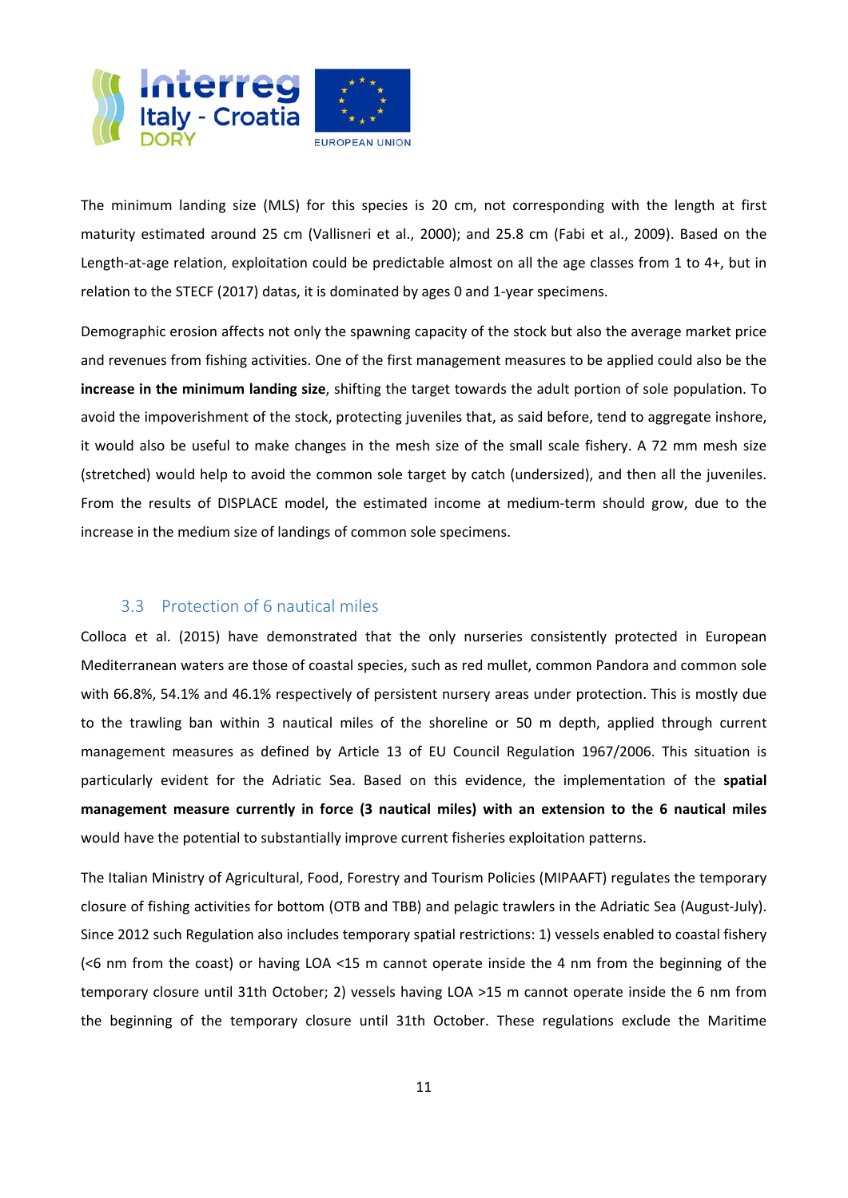The minimum landing size (MLS) for this species is 20 cm, not corresponding with the length at first maturity estimated around 25 cm (Vallisneri et al., 2000); and 25.8 cm (Fabi et al., 2009). Based on the Length-at-age relation, exploitation could be predictable almost on all the age classes from 1 to 4+, but in relation to the STECF (2017) datas, it is dominated by ages 0 and 1-year specimens.

Demographic erosion affects not only the spawning capacity of the stock but also the average market price and revenues from fishing activities. One of the first management measures to be applied could also be the **increase in the minimum landing size**, shifting the target towards the adult portion of sole population. To avoid the impoverishment of the stock, protecting juveniles that, as said before, tend to aggregate inshore, it would also be useful to make changes in the mesh size of the small scale fishery. A 72 mm mesh size (stretched) would help to avoid the common sole target by catch (undersized), and then all the juveniles. From the results of DISPLACE model, the estimated income at medium-term should grow, due to the increase in the medium size of landings of common sole specimens.

## 3.3 Protection of 6 nautical miles

Colloca et al. (2015) have demonstrated that the only nurseries consistently protected in European Mediterranean waters are those of coastal species, such as red mullet, common Pandora and common sole with 66.8%, 54.1% and 46.1% respectively of persistent nursery areas under protection. This is mostly due to the trawling ban within 3 nautical miles of the shoreline or 50 m depth, applied through current management measures as defined by Article 13 of EU Council Regulation 1967/2006. This situation is particularly evident for the Adriatic Sea. Based on this evidence, the implementation of the **spatial management measure currently in force (3 nautical miles) with an extension to the 6 nautical miles** would have the potential to substantially improve current fisheries exploitation patterns.

The Italian Ministry of Agricultural, Food, Forestry and Tourism Policies (MIPAAFT) regulates the temporary closure of fishing activities for bottom (OTB and TBB) and pelagic trawlers in the Adriatic Sea (August-July). Since 2012 such Regulation also includes temporary spatial restrictions: 1) vessels enabled to coastal fishery (<6 nm from the coast) or having LOA <15 m cannot operate inside the 4 nm from the beginning of the temporary closure until 31th October; 2) vessels having LOA >15 m cannot operate inside the 6 nm from the beginning of the temporary closure until 31th October. These regulations exclude the Maritime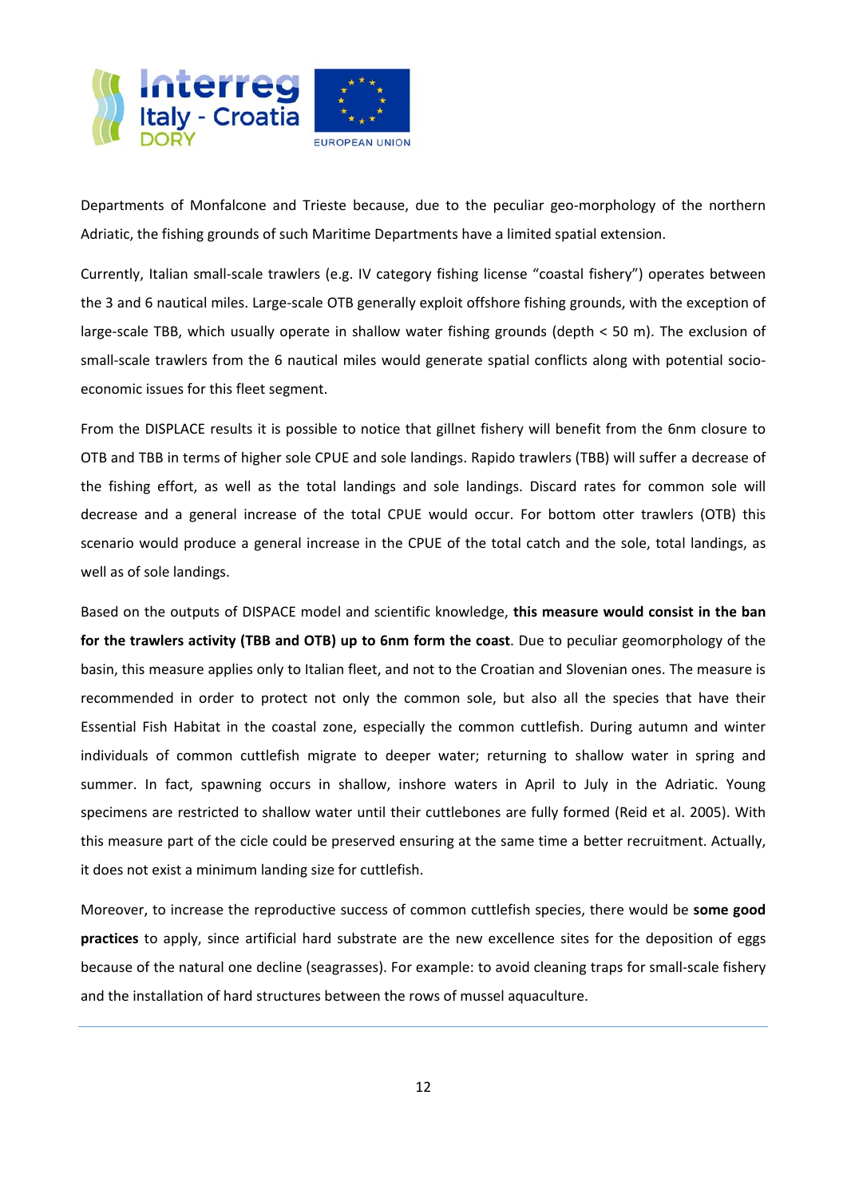Departments of Monfalcone and Trieste because, due to the peculiar geo-morphology of the northern Adriatic, the fishing grounds of such Maritime Departments have a limited spatial extension.

Currently, Italian small-scale trawlers (e.g. IV category fishing license "coastal fishery") operates between the 3 and 6 nautical miles. Large-scale OTB generally exploit offshore fishing grounds, with the exception of large-scale TBB, which usually operate in shallow water fishing grounds (depth < 50 m). The exclusion of small-scale trawlers from the 6 nautical miles would generate spatial conflicts along with potential socio-economic issues for this fleet segment.

From the DISPLACE results it is possible to notice that gillnet fishery will benefit from the 6nm closure to OTB and TBB in terms of higher sole CPUE and sole landings. Rapido trawlers (TBB) will suffer a decrease of the fishing effort, as well as the total landings and sole landings. Discard rates for common sole will decrease and a general increase of the total CPUE would occur. For bottom otter trawlers (OTB) this scenario would produce a general increase in the CPUE of the total catch and the sole, total landings, as well as of sole landings.

Based on the outputs of DISPACE model and scientific knowledge, **this measure would consist in the ban for the trawlers activity (TBB and OTB) up to 6nm form the coast**. Due to peculiar geomorphology of the basin, this measure applies only to Italian fleet, and not to the Croatian and Slovenian ones. The measure is recommended in order to protect not only the common sole, but also all the species that have their Essential Fish Habitat in the coastal zone, especially the common cuttlefish. During autumn and winter individuals of common cuttlefish migrate to deeper water; returning to shallow water in spring and summer. In fact, spawning occurs in shallow, inshore waters in April to July in the Adriatic. Young specimens are restricted to shallow water until their cuttlebones are fully formed (Reid et al. 2005). With this measure part of the cicle could be preserved ensuring at the same time a better recruitment. Actually, it does not exist a minimum landing size for cuttlefish.

Moreover, to increase the reproductive success of common cuttlefish species, there would be **some good practices** to apply, since artificial hard substrate are the new excellence sites for the deposition of eggs because of the natural one decline (seagrasses). For example: to avoid cleaning traps for small-scale fishery and the installation of hard structures between the rows of mussel aquaculture.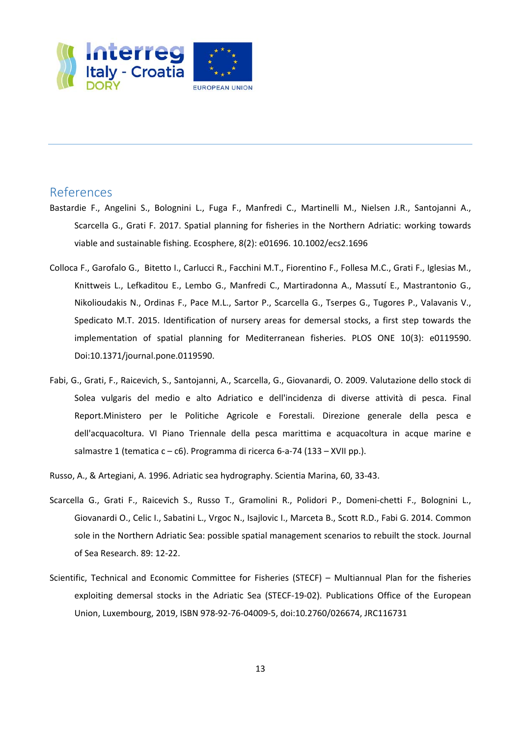## References

Bastardie F., Angelini S., Bolognini L., Fuga F., Manfredi C., Martinelli M., Nielsen J.R., Santojanni A., Scarcella G., Grati F. 2017. Spatial planning for fisheries in the Northern Adriatic: working towards viable and sustainable fishing. Ecosphere, 8(2): e01696. 10.1002/ecs2.1696

Colloca F., Garofalo G., Bitetto I., Carlucci R., Facchini M.T., Fiorentino F., Follesa M.C., Grati F., Iglesias M., Knittweis L., Lefkaditou E., Lembo G., Manfredi C., Martiradonna A., Massutí E., Mastrantonio G., Nikolioudakis N., Ordinas F., Pace M.L., Sartor P., Scarcella G., Tserpes G., Tugores P., Valavanis V., Spedicato M.T. 2015. Identification of nursery areas for demersal stocks, a first step towards the implementation of spatial planning for Mediterranean fisheries. PLOS ONE 10(3): e0119590. Doi:10.1371/journal.pone.0119590.

Fabi, G., Grati, F., Raicevich, S., Santojanni, A., Scarcella, G., Giovanardi, O. 2009. Valutazione dello stock di Solea vulgaris del medio e alto Adriatico e dell'incidenza di diverse attività di pesca. Final Report.Ministero per le Politiche Agricole e Forestali. Direzione generale della pesca e dell'acquacoltura. VI Piano Triennale della pesca marittima e acquacoltura in acque marine e salmastre 1 (tematica c – c6). Programma di ricerca 6-a-74 (133 – XVII pp.).

Russo, A., & Artegiani, A. 1996. Adriatic sea hydrography. Scientia Marina, 60, 33-43.

Scarcella G., Grati F., Raicevich S., Russo T., Gramolini R., Polidori P., Domeni-chetti F., Bolognini L., Giovanardi O., Celic I., Sabatini L., Vrgoc N., Isajlovic I., Marceta B., Scott R.D., Fabi G. 2014. Common sole in the Northern Adriatic Sea: possible spatial management scenarios to rebuilt the stock. Journal of Sea Research. 89: 12-22.

Scientific, Technical and Economic Committee for Fisheries (STECF) – Multiannual Plan for the fisheries exploiting demersal stocks in the Adriatic Sea (STECF-19-02). Publications Office of the European Union, Luxembourg, 2019, ISBN 978-92-76-04009-5, doi:10.2760/026674, JRC116731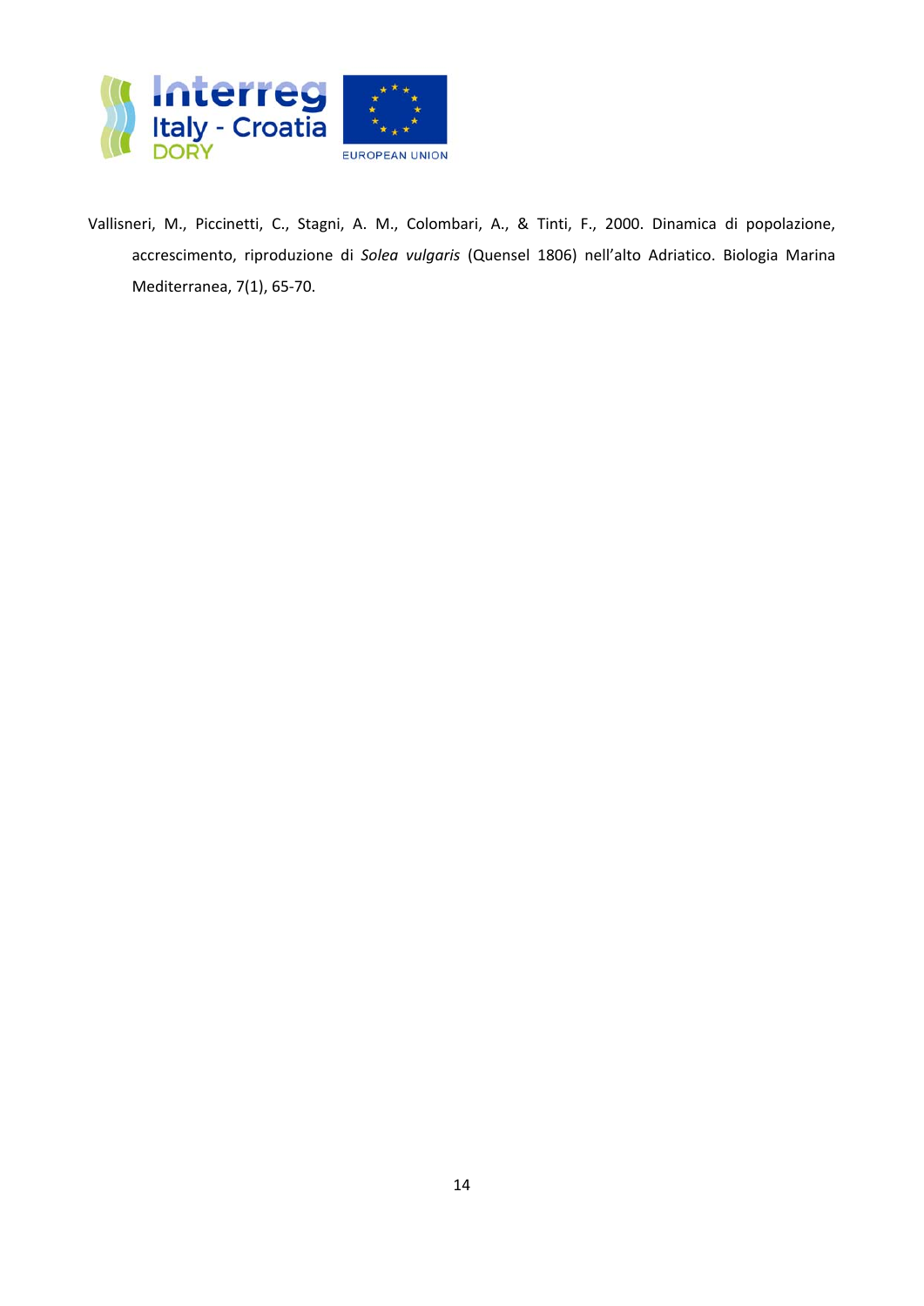Vallisneri, M., Piccinetti, C., Stagni, A. M., Colombari, A., & Tinti, F., 2000. Dinamica di popolazione, accrescimento, riproduzione di *Solea vulgaris* (Quensel 1806) nell'alto Adriatico. Biologia Marina Mediterranea, 7(1), 65-70.